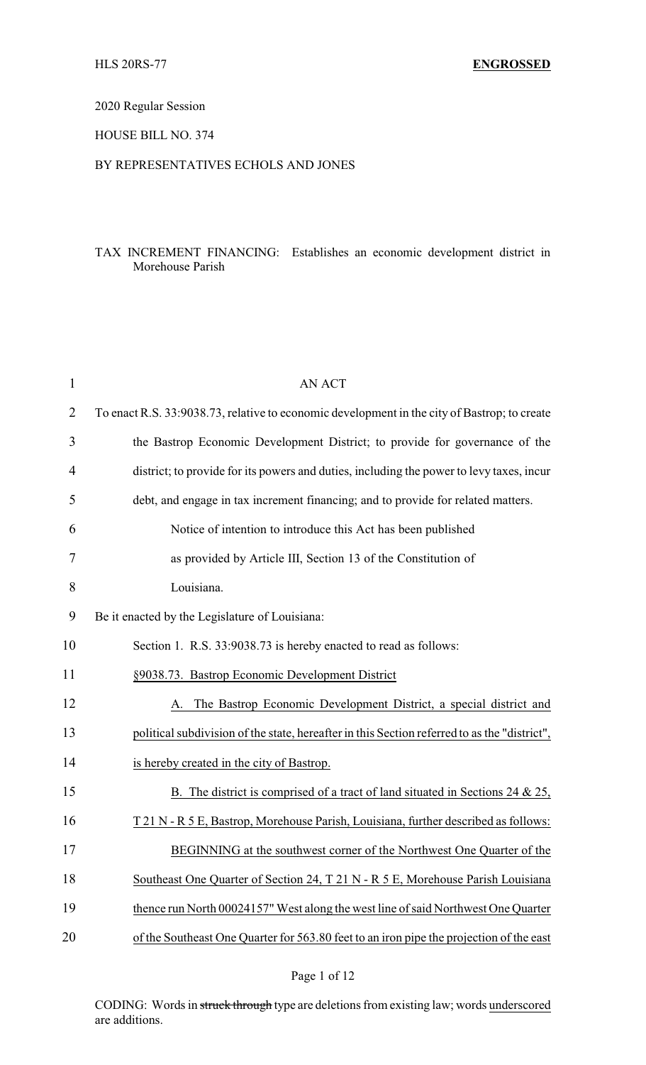HLS 20RS-77 **ENGROSSED**

2020 Regular Session

HOUSE BILL NO. 374

BY REPRESENTATIVES ECHOLS AND JONES

TAX INCREMENT FINANCING: Establishes an economic development district in Morehouse Parish

AN ACT

To enact R.S. 33:9038.73, relative to economic development in the city of Bastrop; to create the Bastrop Economic Development District; to provide for governance of the district; to provide for its powers and duties, including the power to levy taxes, incur debt, and engage in tax increment financing; and to provide for related matters.

Notice of intention to introduce this Act has been published as provided by Article III, Section 13 of the Constitution of Louisiana.

Be it enacted by the Legislature of Louisiana:

Section 1. R.S. 33:9038.73 is hereby enacted to read as follows:

<u>§9038.73. Bastrop Economic Development District</u>

<u>A. The Bastrop Economic Development District, a special district and political subdivision of the state, hereafter in this Section referred to as the "district", is hereby created in the city of Bastrop.</u>

<u>B. The district is comprised of a tract of land situated in Sections 24 & 25, T 21 N - R 5 E, Bastrop, Morehouse Parish, Louisiana, further described as follows:</u>

<u>BEGINNING at the southwest corner of the Northwest One Quarter of the Southeast One Quarter of Section 24, T 21 N - R 5 E, Morehouse Parish Louisiana thence run North 00024157" West along the west line of said Northwest One Quarter of the Southeast One Quarter for 563.80 feet to an iron pipe the projection of the east</u>

CODING: Words in ~~struck through~~ type are deletions from existing law; words <u>underscored</u> are additions.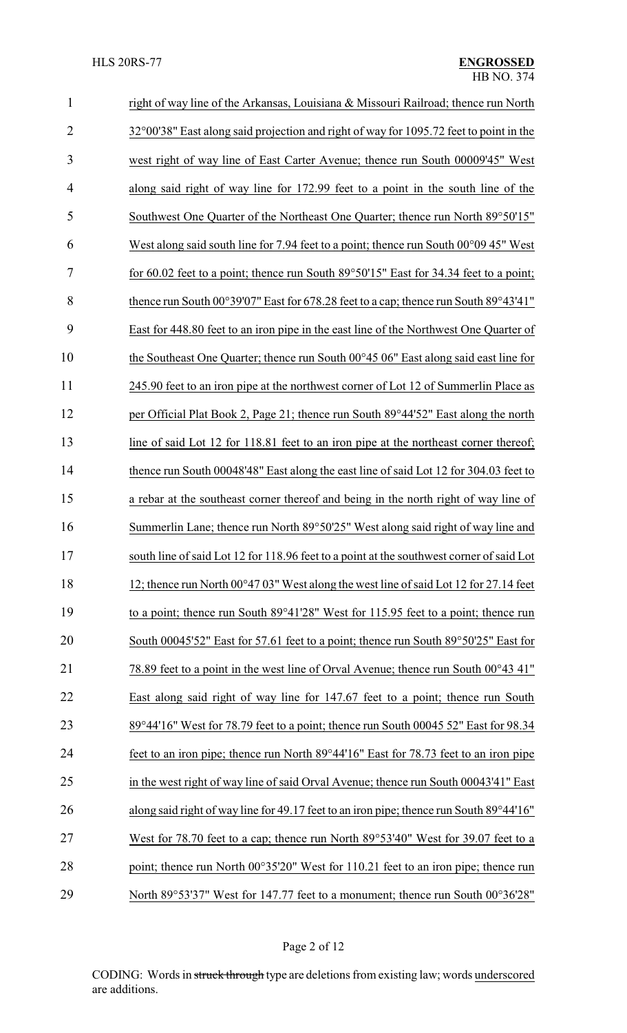right of way line of the Arkansas, Louisiana & Missouri Railroad; thence run North 32°00'38" East along said projection and right of way for 1095.72 feet to point in the west right of way line of East Carter Avenue; thence run South 00009'45" West along said right of way line for 172.99 feet to a point in the south line of the Southwest One Quarter of the Northeast One Quarter; thence run North 89°50'15" West along said south line for 7.94 feet to a point; thence run South 00°09 45" West for 60.02 feet to a point; thence run South 89°50'15" East for 34.34 feet to a point; thence run South 00°39'07" East for 678.28 feet to a cap; thence run South 89°43'41" East for 448.80 feet to an iron pipe in the east line of the Northwest One Quarter of the Southeast One Quarter; thence run South 00°45 06" East along said east line for 245.90 feet to an iron pipe at the northwest corner of Lot 12 of Summerlin Place as per Official Plat Book 2, Page 21; thence run South 89°44'52" East along the north line of said Lot 12 for 118.81 feet to an iron pipe at the northeast corner thereof; thence run South 00048'48" East along the east line of said Lot 12 for 304.03 feet to a rebar at the southeast corner thereof and being in the north right of way line of Summerlin Lane; thence run North 89°50'25" West along said right of way line and south line of said Lot 12 for 118.96 feet to a point at the southwest corner of said Lot 12; thence run North 00°47 03" West along the west line of said Lot 12 for 27.14 feet to a point; thence run South 89°41'28" West for 115.95 feet to a point; thence run South 00045'52" East for 57.61 feet to a point; thence run South 89°50'25" East for 78.89 feet to a point in the west line of Orval Avenue; thence run South 00°43 41" East along said right of way line for 147.67 feet to a point; thence run South 89°44'16" West for 78.79 feet to a point; thence run South 00045 52" East for 98.34 feet to an iron pipe; thence run North 89°44'16" East for 78.73 feet to an iron pipe in the west right of way line of said Orval Avenue; thence run South 00043'41" East along said right of way line for 49.17 feet to an iron pipe; thence run South 89°44'16" West for 78.70 feet to a cap; thence run North 89°53'40" West for 39.07 feet to a point; thence run North 00°35'20" West for 110.21 feet to an iron pipe; thence run North 89°53'37" West for 147.77 feet to a monument; thence run South 00°36'28"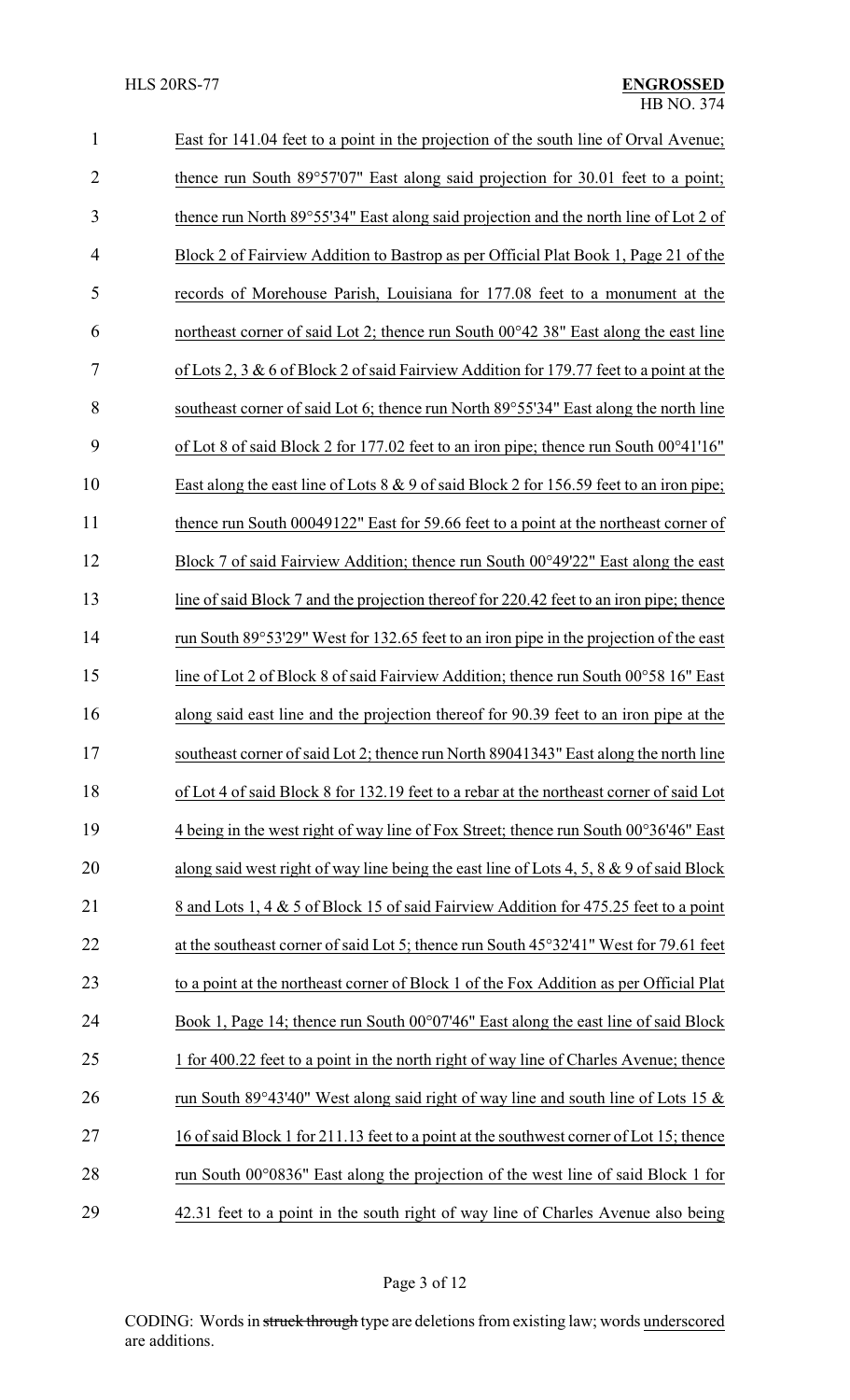East for 141.04 feet to a point in the projection of the south line of Orval Avenue; thence run South 89°57'07" East along said projection for 30.01 feet to a point; thence run North 89°55'34" East along said projection and the north line of Lot 2 of Block 2 of Fairview Addition to Bastrop as per Official Plat Book 1, Page 21 of the records of Morehouse Parish, Louisiana for 177.08 feet to a monument at the northeast corner of said Lot 2; thence run South 00°42 38" East along the east line of Lots 2, 3 & 6 of Block 2 of said Fairview Addition for 179.77 feet to a point at the southeast corner of said Lot 6; thence run North 89°55'34" East along the north line of Lot 8 of said Block 2 for 177.02 feet to an iron pipe; thence run South 00°41'16" East along the east line of Lots 8 & 9 of said Block 2 for 156.59 feet to an iron pipe; thence run South 00049122" East for 59.66 feet to a point at the northeast corner of Block 7 of said Fairview Addition; thence run South 00°49'22" East along the east line of said Block 7 and the projection thereof for 220.42 feet to an iron pipe; thence run South 89°53'29" West for 132.65 feet to an iron pipe in the projection of the east line of Lot 2 of Block 8 of said Fairview Addition; thence run South 00°58 16" East along said east line and the projection thereof for 90.39 feet to an iron pipe at the southeast corner of said Lot 2; thence run North 89041343" East along the north line of Lot 4 of said Block 8 for 132.19 feet to a rebar at the northeast corner of said Lot 4 being in the west right of way line of Fox Street; thence run South 00°36'46" East along said west right of way line being the east line of Lots 4, 5, 8 & 9 of said Block 8 and Lots 1, 4 & 5 of Block 15 of said Fairview Addition for 475.25 feet to a point at the southeast corner of said Lot 5; thence run South 45°32'41" West for 79.61 feet to a point at the northeast corner of Block 1 of the Fox Addition as per Official Plat Book 1, Page 14; thence run South 00°07'46" East along the east line of said Block 1 for 400.22 feet to a point in the north right of way line of Charles Avenue; thence run South 89°43'40" West along said right of way line and south line of Lots 15 & 16 of said Block 1 for 211.13 feet to a point at the southwest corner of Lot 15; thence run South 00°0836" East along the projection of the west line of said Block 1 for 42.31 feet to a point in the south right of way line of Charles Avenue also being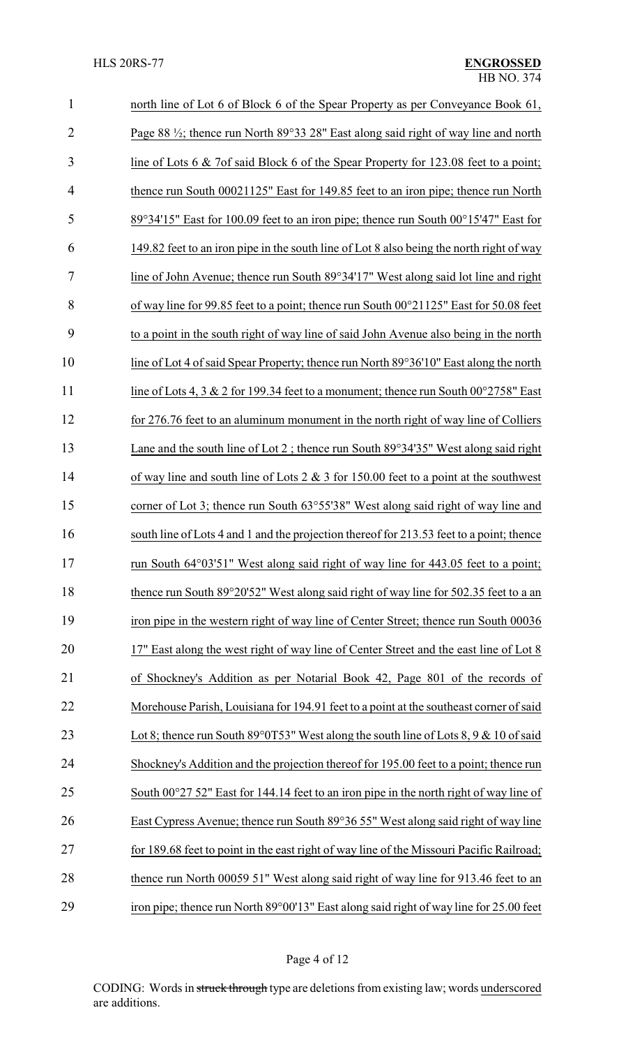north line of Lot 6 of Block 6 of the Spear Property as per Conveyance Book 61, Page 88 ½; thence run North 89°33 28" East along said right of way line and north line of Lots 6 & 7of said Block 6 of the Spear Property for 123.08 feet to a point; thence run South 00021125" East for 149.85 feet to an iron pipe; thence run North 89°34'15" East for 100.09 feet to an iron pipe; thence run South 00°15'47" East for 149.82 feet to an iron pipe in the south line of Lot 8 also being the north right of way line of John Avenue; thence run South 89°34'17" West along said lot line and right of way line for 99.85 feet to a point; thence run South 00°21125" East for 50.08 feet to a point in the south right of way line of said John Avenue also being in the north line of Lot 4 of said Spear Property; thence run North 89°36'10" East along the north line of Lots 4, 3 & 2 for 199.34 feet to a monument; thence run South 00°2758" East for 276.76 feet to an aluminum monument in the north right of way line of Colliers Lane and the south line of Lot 2 ; thence run South 89°34'35" West along said right of way line and south line of Lots 2 & 3 for 150.00 feet to a point at the southwest corner of Lot 3; thence run South 63°55'38" West along said right of way line and south line of Lots 4 and 1 and the projection thereof for 213.53 feet to a point; thence run South 64°03'51" West along said right of way line for 443.05 feet to a point; thence run South 89°20'52" West along said right of way line for 502.35 feet to a an iron pipe in the western right of way line of Center Street; thence run South 00036 17" East along the west right of way line of Center Street and the east line of Lot 8 of Shockney's Addition as per Notarial Book 42, Page 801 of the records of Morehouse Parish, Louisiana for 194.91 feet to a point at the southeast corner of said Lot 8; thence run South 89°0T53" West along the south line of Lots 8, 9 & 10 of said Shockney's Addition and the projection thereof for 195.00 feet to a point; thence run South 00°27 52" East for 144.14 feet to an iron pipe in the north right of way line of East Cypress Avenue; thence run South 89°36 55" West along said right of way line for 189.68 feet to point in the east right of way line of the Missouri Pacific Railroad; thence run North 00059 51" West along said right of way line for 913.46 feet to an iron pipe; thence run North 89°00'13" East along said right of way line for 25.00 feet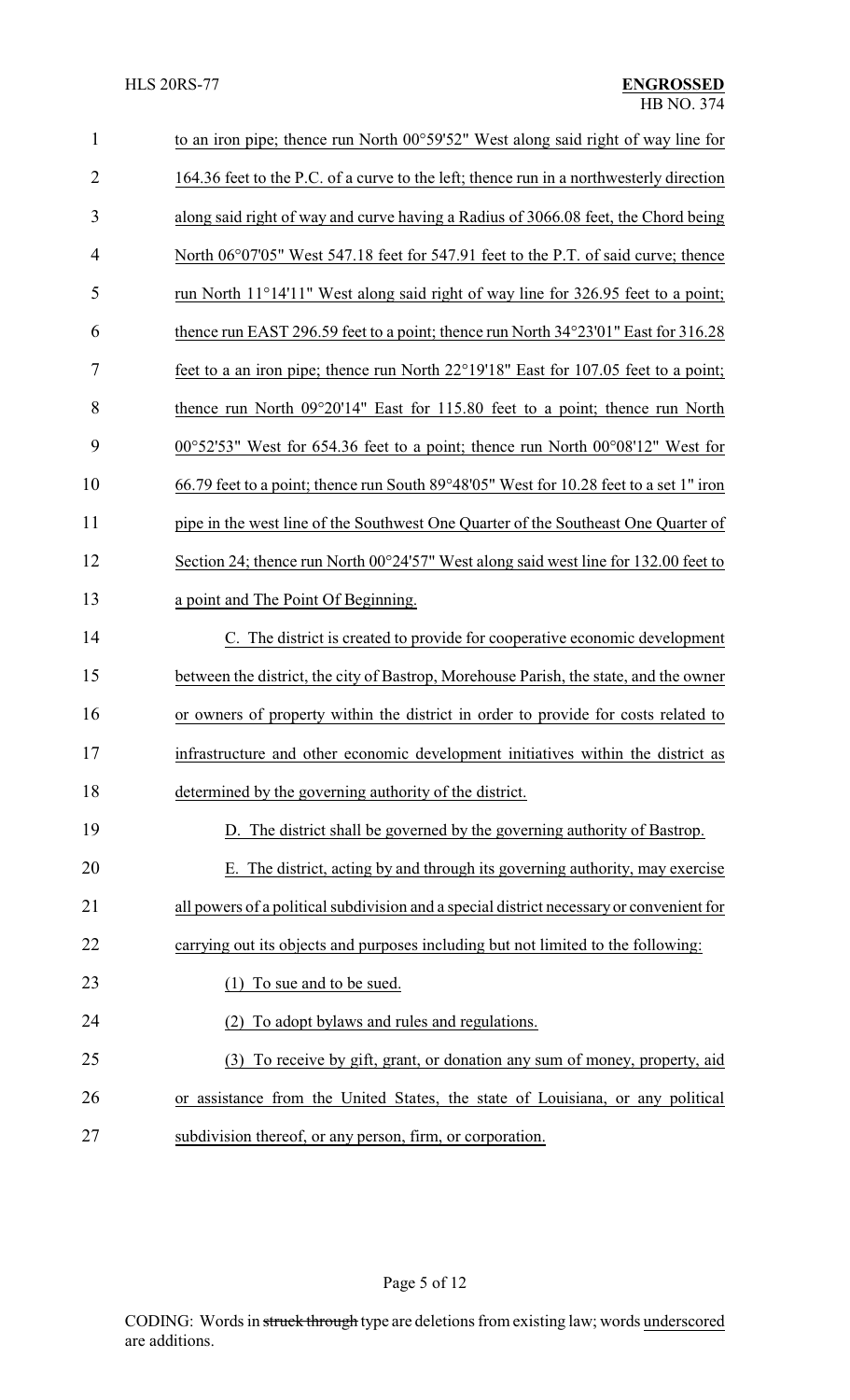to an iron pipe; thence run North 00°59'52" West along said right of way line for 164.36 feet to the P.C. of a curve to the left; thence run in a northwesterly direction along said right of way and curve having a Radius of 3066.08 feet, the Chord being North 06°07'05" West 547.18 feet for 547.91 feet to the P.T. of said curve; thence run North 11°14'11" West along said right of way line for 326.95 feet to a point; thence run EAST 296.59 feet to a point; thence run North 34°23'01" East for 316.28 feet to a an iron pipe; thence run North 22°19'18" East for 107.05 feet to a point; thence run North 09°20'14" East for 115.80 feet to a point; thence run North 00°52'53" West for 654.36 feet to a point; thence run North 00°08'12" West for 66.79 feet to a point; thence run South 89°48'05" West for 10.28 feet to a set 1" iron pipe in the west line of the Southwest One Quarter of the Southeast One Quarter of Section 24; thence run North 00°24'57" West along said west line for 132.00 feet to a point and The Point Of Beginning.

C. The district is created to provide for cooperative economic development between the district, the city of Bastrop, Morehouse Parish, the state, and the owner or owners of property within the district in order to provide for costs related to infrastructure and other economic development initiatives within the district as determined by the governing authority of the district.

D. The district shall be governed by the governing authority of Bastrop.

E. The district, acting by and through its governing authority, may exercise all powers of a political subdivision and a special district necessary or convenient for carrying out its objects and purposes including but not limited to the following:

(1) To sue and to be sued.

(2) To adopt bylaws and rules and regulations.

(3) To receive by gift, grant, or donation any sum of money, property, aid or assistance from the United States, the state of Louisiana, or any political subdivision thereof, or any person, firm, or corporation.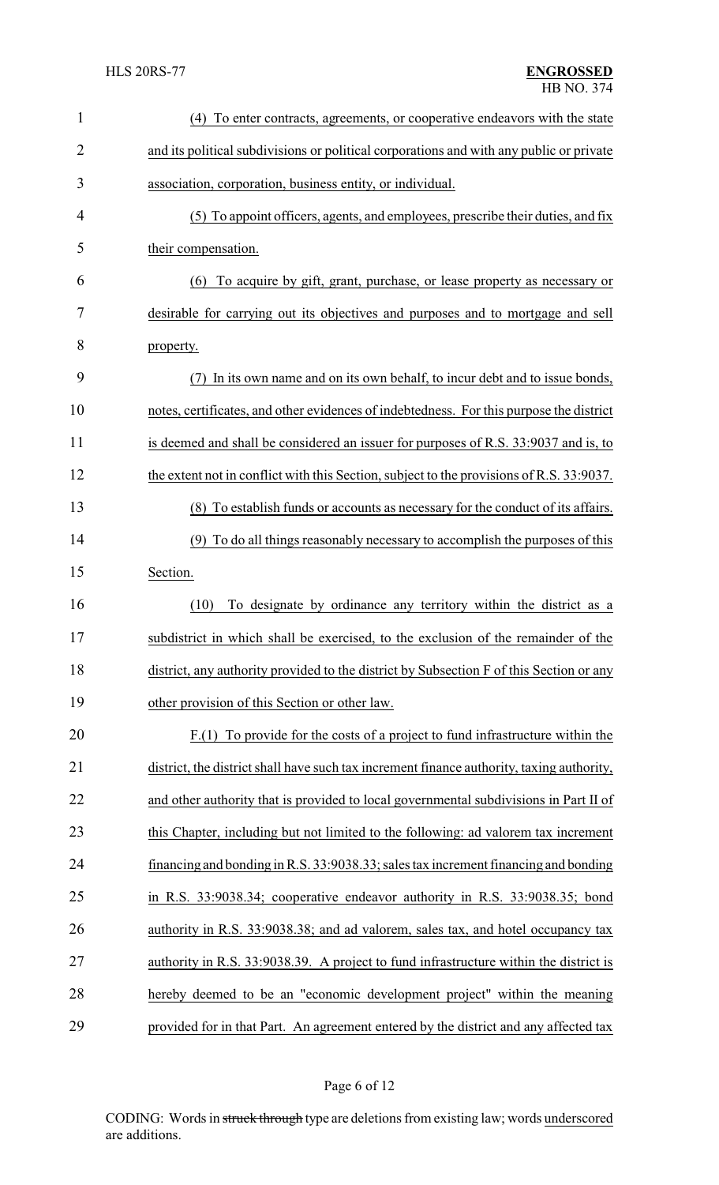(4) To enter contracts, agreements, or cooperative endeavors with the state and its political subdivisions or political corporations and with any public or private association, corporation, business entity, or individual.

(5) To appoint officers, agents, and employees, prescribe their duties, and fix their compensation.

(6) To acquire by gift, grant, purchase, or lease property as necessary or desirable for carrying out its objectives and purposes and to mortgage and sell property.

(7) In its own name and on its own behalf, to incur debt and to issue bonds, notes, certificates, and other evidences of indebtedness. For this purpose the district is deemed and shall be considered an issuer for purposes of R.S. 33:9037 and is, to the extent not in conflict with this Section, subject to the provisions of R.S. 33:9037.

(8) To establish funds or accounts as necessary for the conduct of its affairs.

(9) To do all things reasonably necessary to accomplish the purposes of this Section.

(10) To designate by ordinance any territory within the district as a subdistrict in which shall be exercised, to the exclusion of the remainder of the district, any authority provided to the district by Subsection F of this Section or any other provision of this Section or other law.

F.(1) To provide for the costs of a project to fund infrastructure within the district, the district shall have such tax increment finance authority, taxing authority, and other authority that is provided to local governmental subdivisions in Part II of this Chapter, including but not limited to the following: ad valorem tax increment financing and bonding in R.S. 33:9038.33; sales tax increment financing and bonding in R.S. 33:9038.34; cooperative endeavor authority in R.S. 33:9038.35; bond authority in R.S. 33:9038.38; and ad valorem, sales tax, and hotel occupancy tax authority in R.S. 33:9038.39. A project to fund infrastructure within the district is hereby deemed to be an "economic development project" within the meaning provided for in that Part. An agreement entered by the district and any affected tax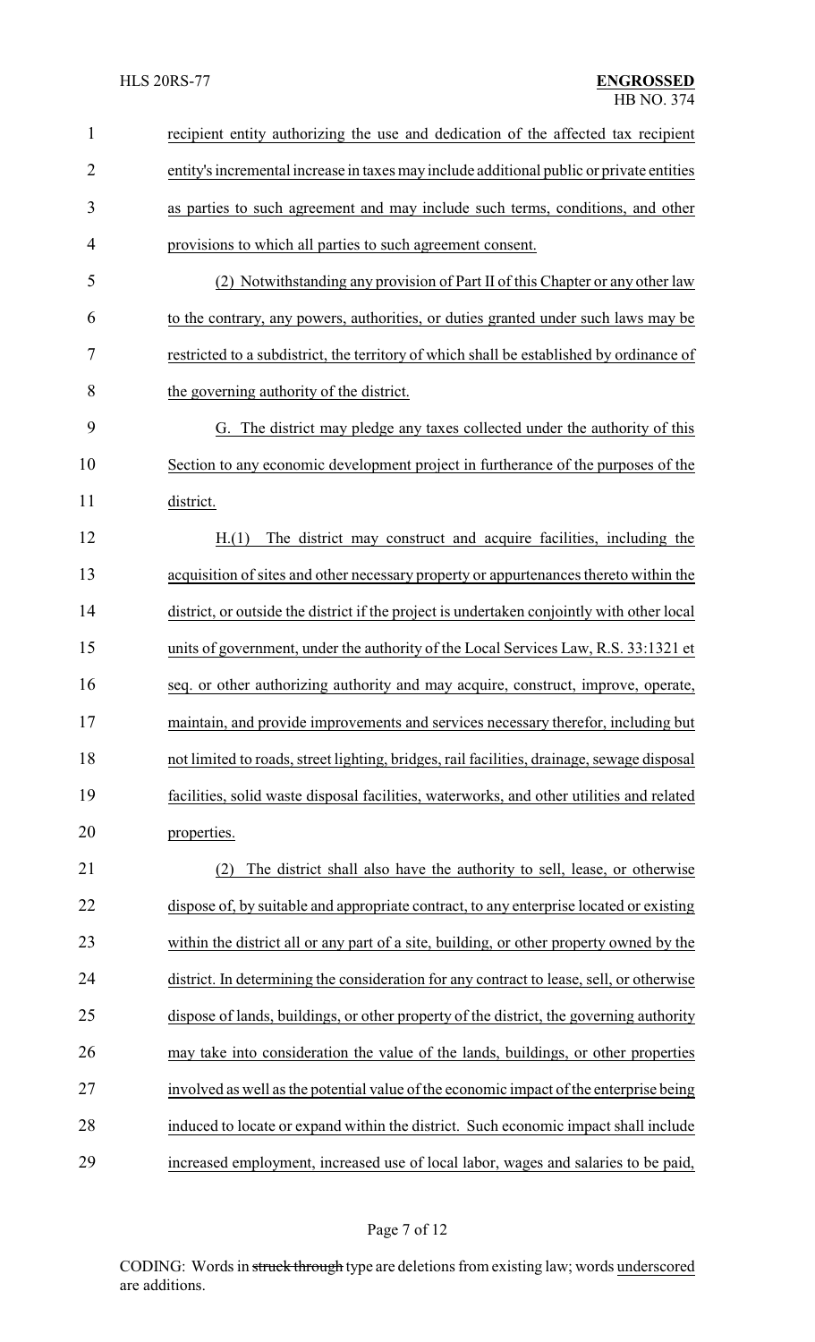recipient entity authorizing the use and dedication of the affected tax recipient entity's incremental increase in taxes may include additional public or private entities as parties to such agreement and may include such terms, conditions, and other provisions to which all parties to such agreement consent.

(2) Notwithstanding any provision of Part II of this Chapter or any other law to the contrary, any powers, authorities, or duties granted under such laws may be restricted to a subdistrict, the territory of which shall be established by ordinance of the governing authority of the district.

G. The district may pledge any taxes collected under the authority of this Section to any economic development project in furtherance of the purposes of the district.

H.(1) The district may construct and acquire facilities, including the acquisition of sites and other necessary property or appurtenances thereto within the district, or outside the district if the project is undertaken conjointly with other local units of government, under the authority of the Local Services Law, R.S. 33:1321 et seq. or other authorizing authority and may acquire, construct, improve, operate, maintain, and provide improvements and services necessary therefor, including but not limited to roads, street lighting, bridges, rail facilities, drainage, sewage disposal facilities, solid waste disposal facilities, waterworks, and other utilities and related properties.

(2) The district shall also have the authority to sell, lease, or otherwise dispose of, by suitable and appropriate contract, to any enterprise located or existing within the district all or any part of a site, building, or other property owned by the district. In determining the consideration for any contract to lease, sell, or otherwise dispose of lands, buildings, or other property of the district, the governing authority may take into consideration the value of the lands, buildings, or other properties involved as well as the potential value of the economic impact of the enterprise being induced to locate or expand within the district. Such economic impact shall include increased employment, increased use of local labor, wages and salaries to be paid,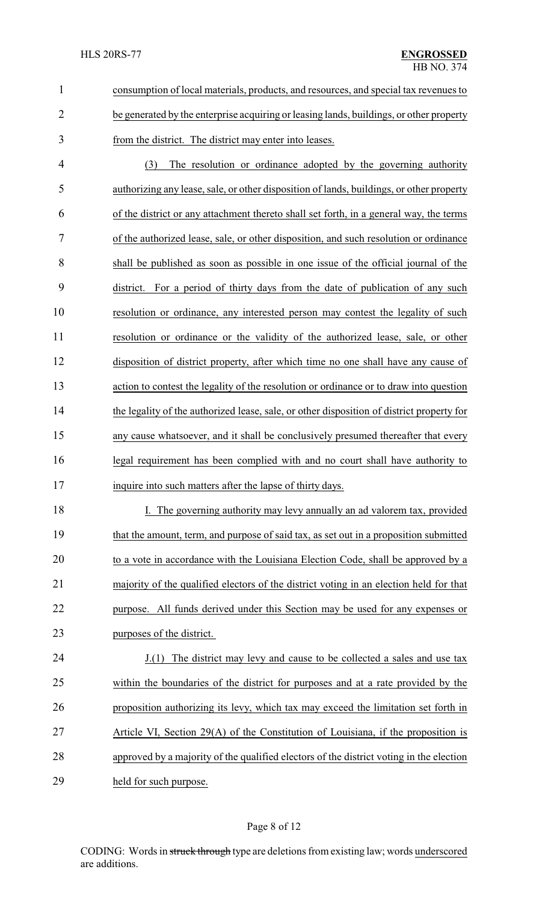consumption of local materials, products, and resources, and special tax revenues to be generated by the enterprise acquiring or leasing lands, buildings, or other property from the district. The district may enter into leases.

(3) The resolution or ordinance adopted by the governing authority authorizing any lease, sale, or other disposition of lands, buildings, or other property of the district or any attachment thereto shall set forth, in a general way, the terms of the authorized lease, sale, or other disposition, and such resolution or ordinance shall be published as soon as possible in one issue of the official journal of the district. For a period of thirty days from the date of publication of any such resolution or ordinance, any interested person may contest the legality of such resolution or ordinance or the validity of the authorized lease, sale, or other disposition of district property, after which time no one shall have any cause of action to contest the legality of the resolution or ordinance or to draw into question the legality of the authorized lease, sale, or other disposition of district property for any cause whatsoever, and it shall be conclusively presumed thereafter that every legal requirement has been complied with and no court shall have authority to inquire into such matters after the lapse of thirty days.

I. The governing authority may levy annually an ad valorem tax, provided that the amount, term, and purpose of said tax, as set out in a proposition submitted to a vote in accordance with the Louisiana Election Code, shall be approved by a majority of the qualified electors of the district voting in an election held for that purpose. All funds derived under this Section may be used for any expenses or purposes of the district.

J.(1) The district may levy and cause to be collected a sales and use tax within the boundaries of the district for purposes and at a rate provided by the proposition authorizing its levy, which tax may exceed the limitation set forth in Article VI, Section 29(A) of the Constitution of Louisiana, if the proposition is approved by a majority of the qualified electors of the district voting in the election held for such purpose.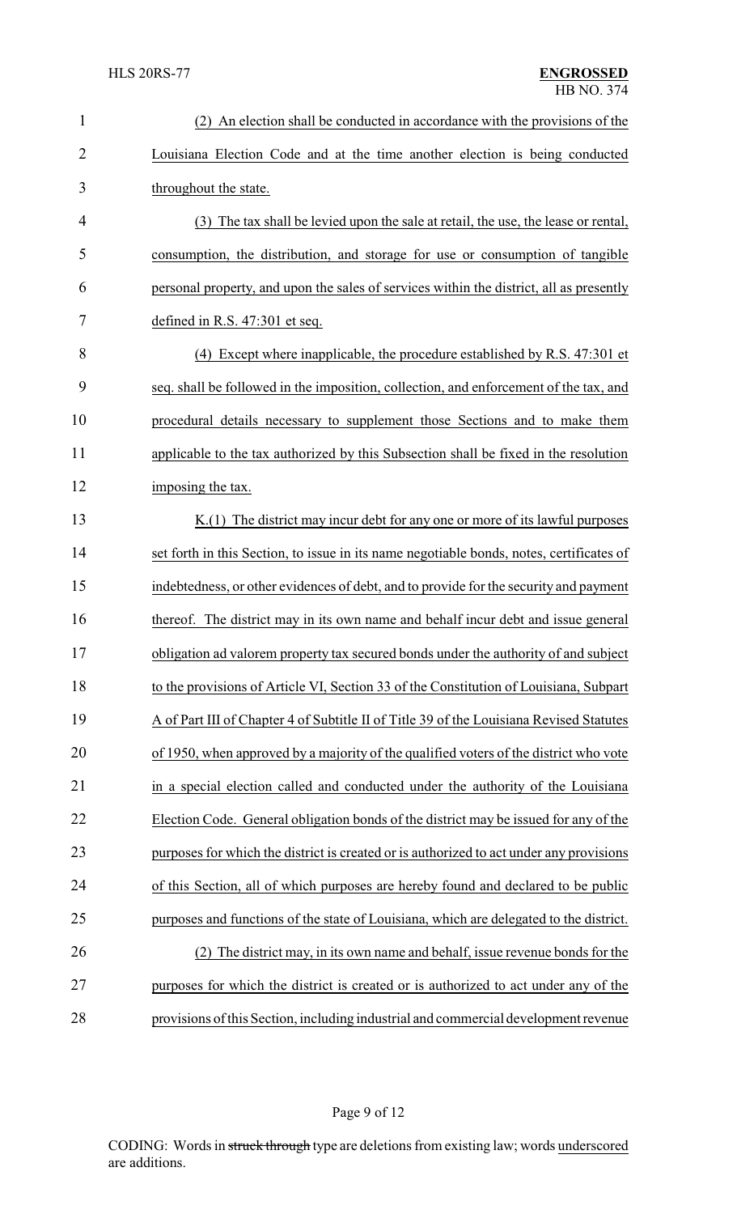(2) An election shall be conducted in accordance with the provisions of the Louisiana Election Code and at the time another election is being conducted throughout the state.

(3) The tax shall be levied upon the sale at retail, the use, the lease or rental, consumption, the distribution, and storage for use or consumption of tangible personal property, and upon the sales of services within the district, all as presently defined in R.S. 47:301 et seq.

(4) Except where inapplicable, the procedure established by R.S. 47:301 et seq. shall be followed in the imposition, collection, and enforcement of the tax, and procedural details necessary to supplement those Sections and to make them applicable to the tax authorized by this Subsection shall be fixed in the resolution imposing the tax.

K.(1) The district may incur debt for any one or more of its lawful purposes set forth in this Section, to issue in its name negotiable bonds, notes, certificates of indebtedness, or other evidences of debt, and to provide for the security and payment thereof. The district may in its own name and behalf incur debt and issue general obligation ad valorem property tax secured bonds under the authority of and subject to the provisions of Article VI, Section 33 of the Constitution of Louisiana, Subpart A of Part III of Chapter 4 of Subtitle II of Title 39 of the Louisiana Revised Statutes of 1950, when approved by a majority of the qualified voters of the district who vote in a special election called and conducted under the authority of the Louisiana Election Code. General obligation bonds of the district may be issued for any of the purposes for which the district is created or is authorized to act under any provisions of this Section, all of which purposes are hereby found and declared to be public purposes and functions of the state of Louisiana, which are delegated to the district.

(2) The district may, in its own name and behalf, issue revenue bonds for the purposes for which the district is created or is authorized to act under any of the provisions of this Section, including industrial and commercial development revenue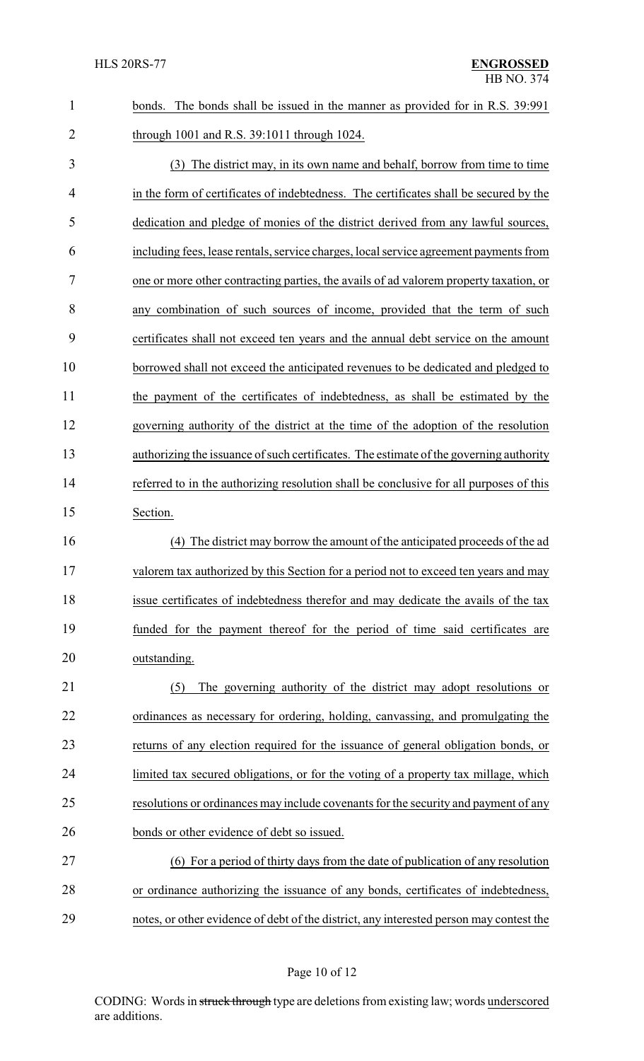bonds. The bonds shall be issued in the manner as provided for in R.S. 39:991 through 1001 and R.S. 39:1011 through 1024.

(3) The district may, in its own name and behalf, borrow from time to time in the form of certificates of indebtedness. The certificates shall be secured by the dedication and pledge of monies of the district derived from any lawful sources, including fees, lease rentals, service charges, local service agreement payments from one or more other contracting parties, the avails of ad valorem property taxation, or any combination of such sources of income, provided that the term of such certificates shall not exceed ten years and the annual debt service on the amount borrowed shall not exceed the anticipated revenues to be dedicated and pledged to the payment of the certificates of indebtedness, as shall be estimated by the governing authority of the district at the time of the adoption of the resolution authorizing the issuance of such certificates. The estimate of the governing authority referred to in the authorizing resolution shall be conclusive for all purposes of this Section.

(4) The district may borrow the amount of the anticipated proceeds of the ad valorem tax authorized by this Section for a period not to exceed ten years and may issue certificates of indebtedness therefor and may dedicate the avails of the tax funded for the payment thereof for the period of time said certificates are outstanding.

(5) The governing authority of the district may adopt resolutions or ordinances as necessary for ordering, holding, canvassing, and promulgating the returns of any election required for the issuance of general obligation bonds, or limited tax secured obligations, or for the voting of a property tax millage, which resolutions or ordinances may include covenants for the security and payment of any bonds or other evidence of debt so issued.

(6) For a period of thirty days from the date of publication of any resolution or ordinance authorizing the issuance of any bonds, certificates of indebtedness, notes, or other evidence of debt of the district, any interested person may contest the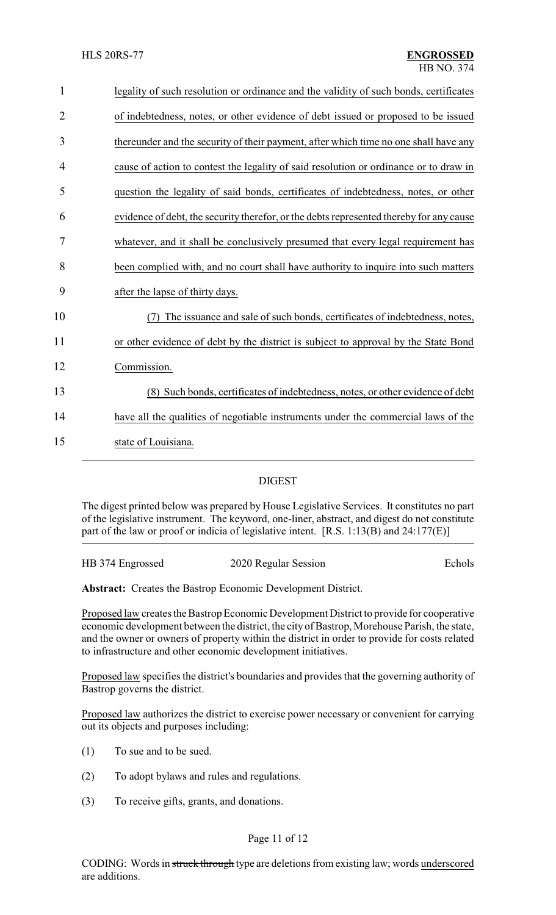legality of such resolution or ordinance and the validity of such bonds, certificates of indebtedness, notes, or other evidence of debt issued or proposed to be issued thereunder and the security of their payment, after which time no one shall have any cause of action to contest the legality of said resolution or ordinance or to draw in question the legality of said bonds, certificates of indebtedness, notes, or other evidence of debt, the security therefor, or the debts represented thereby for any cause whatever, and it shall be conclusively presumed that every legal requirement has been complied with, and no court shall have authority to inquire into such matters after the lapse of thirty days.

(7) The issuance and sale of such bonds, certificates of indebtedness, notes, or other evidence of debt by the district is subject to approval by the State Bond Commission.

(8) Such bonds, certificates of indebtedness, notes, or other evidence of debt have all the qualities of negotiable instruments under the commercial laws of the state of Louisiana.

## DIGEST

The digest printed below was prepared by House Legislative Services. It constitutes no part of the legislative instrument. The keyword, one-liner, abstract, and digest do not constitute part of the law or proof or indicia of legislative intent. [R.S. 1:13(B) and 24:177(E)]

HB 374 Engrossed 2020 Regular Session Echols

**Abstract:** Creates the Bastrop Economic Development District.

Proposed law creates the Bastrop Economic Development District to provide for cooperative economic development between the district, the city of Bastrop, Morehouse Parish, the state, and the owner or owners of property within the district in order to provide for costs related to infrastructure and other economic development initiatives.

Proposed law specifies the district's boundaries and provides that the governing authority of Bastrop governs the district.

Proposed law authorizes the district to exercise power necessary or convenient for carrying out its objects and purposes including:

(1) To sue and to be sued.

(2) To adopt bylaws and rules and regulations.

(3) To receive gifts, grants, and donations.

CODING: Words in ~~struck through~~ type are deletions from existing law; words underscored are additions.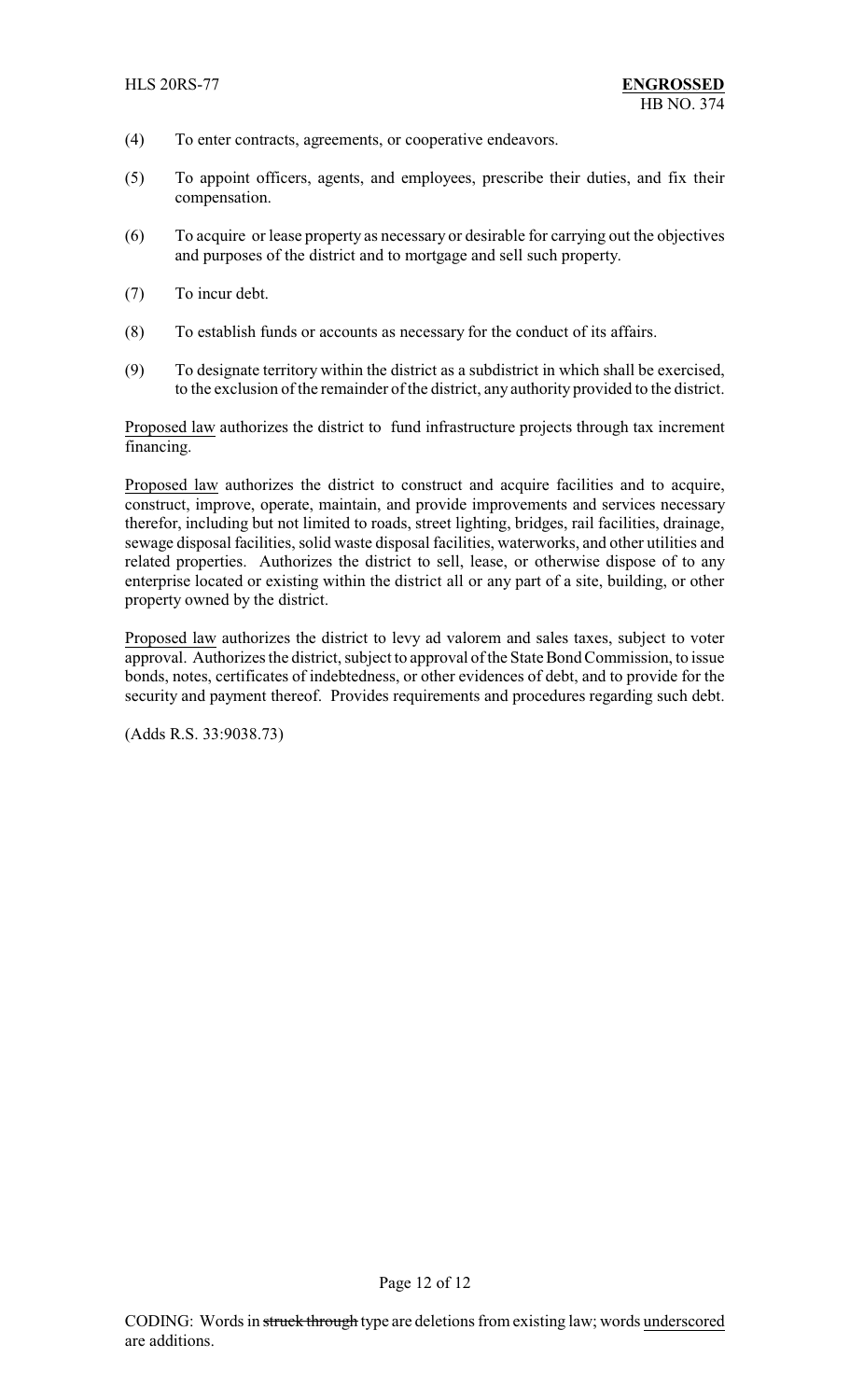(4) To enter contracts, agreements, or cooperative endeavors.

(5) To appoint officers, agents, and employees, prescribe their duties, and fix their compensation.

(6) To acquire or lease property as necessary or desirable for carrying out the objectives and purposes of the district and to mortgage and sell such property.

(7) To incur debt.

(8) To establish funds or accounts as necessary for the conduct of its affairs.

(9) To designate territory within the district as a subdistrict in which shall be exercised, to the exclusion of the remainder of the district, any authority provided to the district.

Proposed law authorizes the district to fund infrastructure projects through tax increment financing.

Proposed law authorizes the district to construct and acquire facilities and to acquire, construct, improve, operate, maintain, and provide improvements and services necessary therefor, including but not limited to roads, street lighting, bridges, rail facilities, drainage, sewage disposal facilities, solid waste disposal facilities, waterworks, and other utilities and related properties. Authorizes the district to sell, lease, or otherwise dispose of to any enterprise located or existing within the district all or any part of a site, building, or other property owned by the district.

Proposed law authorizes the district to levy ad valorem and sales taxes, subject to voter approval. Authorizes the district, subject to approval of the State Bond Commission, to issue bonds, notes, certificates of indebtedness, or other evidences of debt, and to provide for the security and payment thereof. Provides requirements and procedures regarding such debt.

(Adds R.S. 33:9038.73)